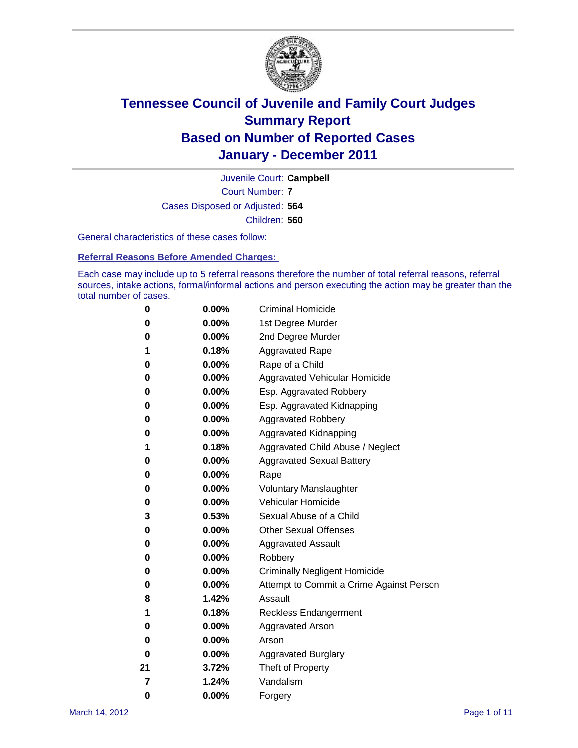# Tennessee Council of Juvenile and Family Court Judges
## Summary Report
## Based on Number of Reported Cases
## January - December 2011

Juvenile Court: **Campbell**

Court Number: **7**

Cases Disposed or Adjusted: **564**

Children: **560**

General characteristics of these cases follow:

### Referral Reasons Before Amended Charges:

Each case may include up to 5 referral reasons therefore the number of total referral reasons, referral sources, intake actions, formal/informal actions and person executing the action may be greater than the total number of cases.

| | | |
|---|---|---|
| 0 | 0.00% | Criminal Homicide |
| 0 | 0.00% | 1st Degree Murder |
| 0 | 0.00% | 2nd Degree Murder |
| 1 | 0.18% | Aggravated Rape |
| 0 | 0.00% | Rape of a Child |
| 0 | 0.00% | Aggravated Vehicular Homicide |
| 0 | 0.00% | Esp. Aggravated Robbery |
| 0 | 0.00% | Esp. Aggravated Kidnapping |
| 0 | 0.00% | Aggravated Robbery |
| 0 | 0.00% | Aggravated Kidnapping |
| 1 | 0.18% | Aggravated Child Abuse / Neglect |
| 0 | 0.00% | Aggravated Sexual Battery |
| 0 | 0.00% | Rape |
| 0 | 0.00% | Voluntary Manslaughter |
| 0 | 0.00% | Vehicular Homicide |
| 3 | 0.53% | Sexual Abuse of a Child |
| 0 | 0.00% | Other Sexual Offenses |
| 0 | 0.00% | Aggravated Assault |
| 0 | 0.00% | Robbery |
| 0 | 0.00% | Criminally Negligent Homicide |
| 0 | 0.00% | Attempt to Commit a Crime Against Person |
| 8 | 1.42% | Assault |
| 1 | 0.18% | Reckless Endangerment |
| 0 | 0.00% | Aggravated Arson |
| 0 | 0.00% | Arson |
| 0 | 0.00% | Aggravated Burglary |
| 21 | 3.72% | Theft of Property |
| 7 | 1.24% | Vandalism |
| 0 | 0.00% | Forgery |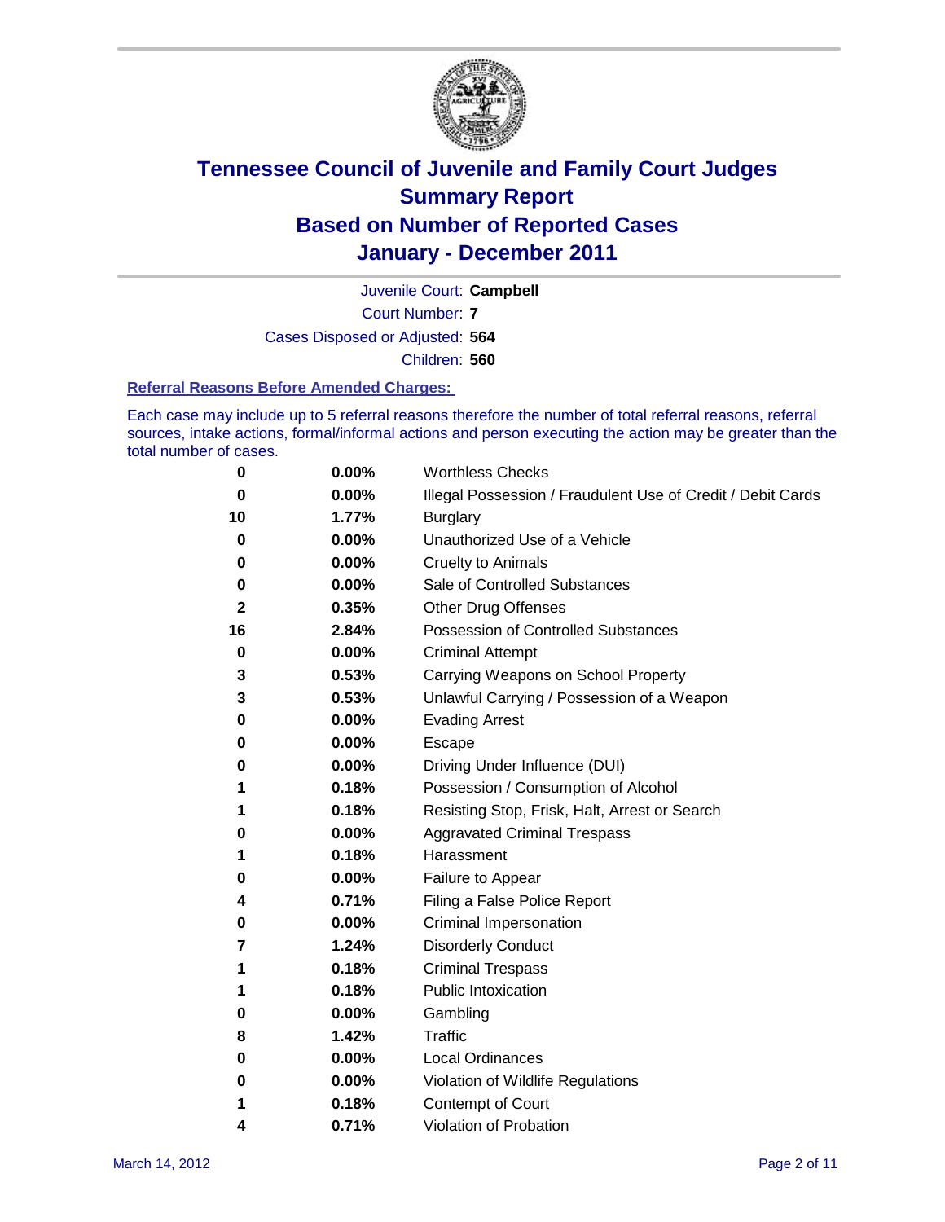# Tennessee Council of Juvenile and Family Court Judges
## Summary Report
## Based on Number of Reported Cases
## January - December 2011

Juvenile Court: **Campbell**

Court Number: **7**

Cases Disposed or Adjusted: **564**

Children: **560**

### Referral Reasons Before Amended Charges:

Each case may include up to 5 referral reasons therefore the number of total referral reasons, referral sources, intake actions, formal/informal actions and person executing the action may be greater than the total number of cases.

| Count | Percent | Referral Reason |
|---|---|---|
| 0 | 0.00% | Worthless Checks |
| 0 | 0.00% | Illegal Possession / Fraudulent Use of Credit / Debit Cards |
| 10 | 1.77% | Burglary |
| 0 | 0.00% | Unauthorized Use of a Vehicle |
| 0 | 0.00% | Cruelty to Animals |
| 0 | 0.00% | Sale of Controlled Substances |
| 2 | 0.35% | Other Drug Offenses |
| 16 | 2.84% | Possession of Controlled Substances |
| 0 | 0.00% | Criminal Attempt |
| 3 | 0.53% | Carrying Weapons on School Property |
| 3 | 0.53% | Unlawful Carrying / Possession of a Weapon |
| 0 | 0.00% | Evading Arrest |
| 0 | 0.00% | Escape |
| 0 | 0.00% | Driving Under Influence (DUI) |
| 1 | 0.18% | Possession / Consumption of Alcohol |
| 1 | 0.18% | Resisting Stop, Frisk, Halt, Arrest or Search |
| 0 | 0.00% | Aggravated Criminal Trespass |
| 1 | 0.18% | Harassment |
| 0 | 0.00% | Failure to Appear |
| 4 | 0.71% | Filing a False Police Report |
| 0 | 0.00% | Criminal Impersonation |
| 7 | 1.24% | Disorderly Conduct |
| 1 | 0.18% | Criminal Trespass |
| 1 | 0.18% | Public Intoxication |
| 0 | 0.00% | Gambling |
| 8 | 1.42% | Traffic |
| 0 | 0.00% | Local Ordinances |
| 0 | 0.00% | Violation of Wildlife Regulations |
| 1 | 0.18% | Contempt of Court |
| 4 | 0.71% | Violation of Probation |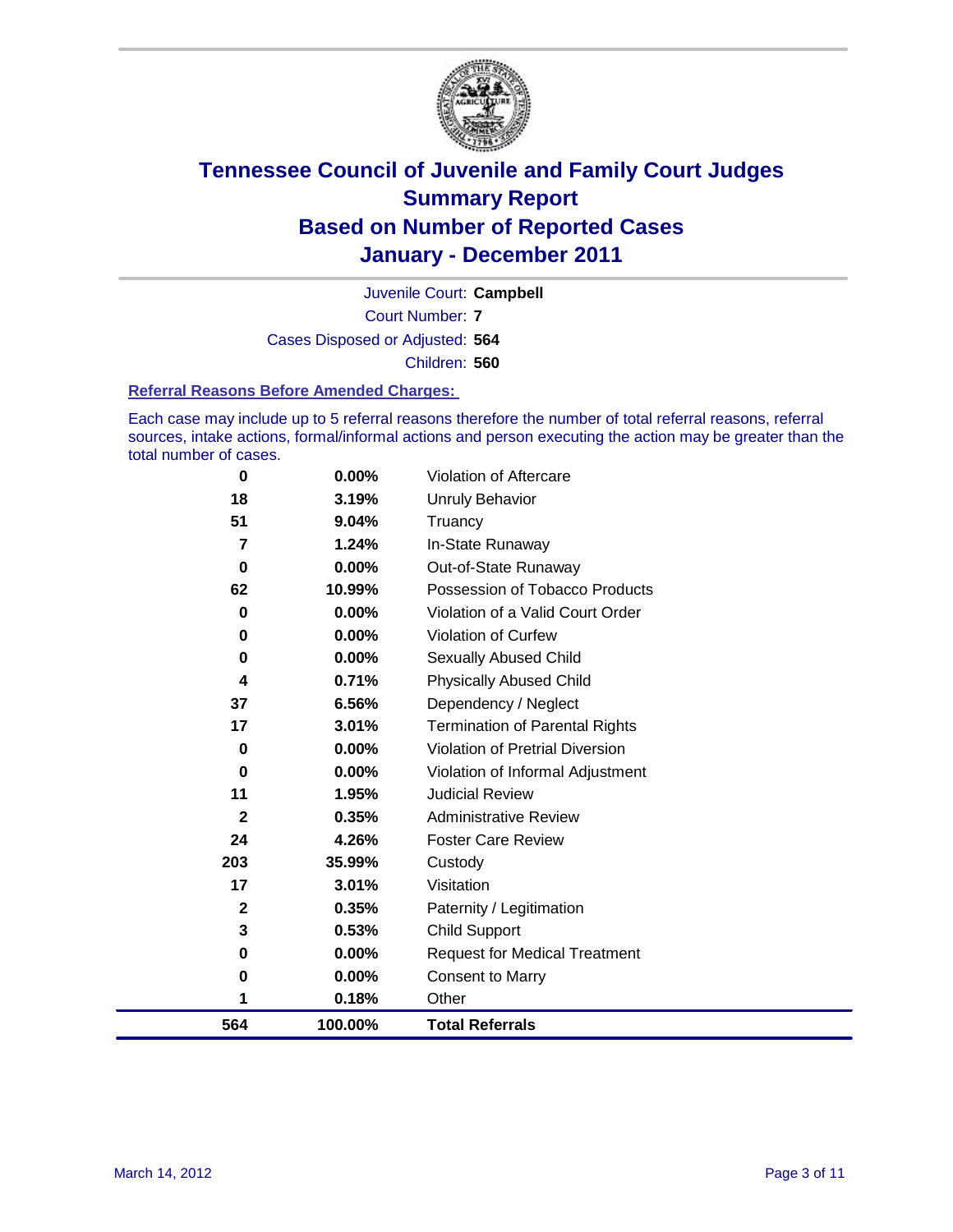# Tennessee Council of Juvenile and Family Court Judges
## Summary Report
## Based on Number of Reported Cases
## January - December 2011

Juvenile Court: **Campbell**

Court Number: **7**

Cases Disposed or Adjusted: **564**

Children: **560**

### Referral Reasons Before Amended Charges:

Each case may include up to 5 referral reasons therefore the number of total referral reasons, referral sources, intake actions, formal/informal actions and person executing the action may be greater than the total number of cases.

| | | |
|---|---|---|
| 0 | 0.00% | Violation of Aftercare |
| 18 | 3.19% | Unruly Behavior |
| 51 | 9.04% | Truancy |
| 7 | 1.24% | In-State Runaway |
| 0 | 0.00% | Out-of-State Runaway |
| 62 | 10.99% | Possession of Tobacco Products |
| 0 | 0.00% | Violation of a Valid Court Order |
| 0 | 0.00% | Violation of Curfew |
| 0 | 0.00% | Sexually Abused Child |
| 4 | 0.71% | Physically Abused Child |
| 37 | 6.56% | Dependency / Neglect |
| 17 | 3.01% | Termination of Parental Rights |
| 0 | 0.00% | Violation of Pretrial Diversion |
| 0 | 0.00% | Violation of Informal Adjustment |
| 11 | 1.95% | Judicial Review |
| 2 | 0.35% | Administrative Review |
| 24 | 4.26% | Foster Care Review |
| 203 | 35.99% | Custody |
| 17 | 3.01% | Visitation |
| 2 | 0.35% | Paternity / Legitimation |
| 3 | 0.53% | Child Support |
| 0 | 0.00% | Request for Medical Treatment |
| 0 | 0.00% | Consent to Marry |
| 1 | 0.18% | Other |
| **564** | **100.00%** | **Total Referrals** |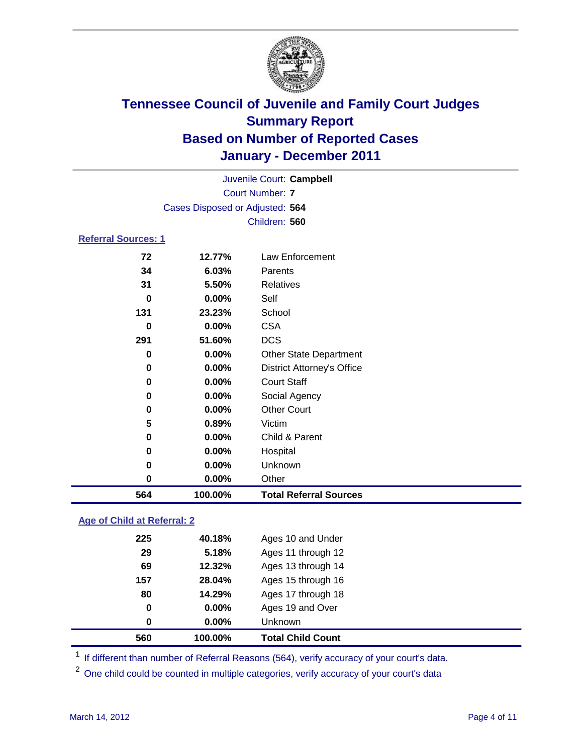# Tennessee Council of Juvenile and Family Court Judges
## Summary Report
## Based on Number of Reported Cases
## January - December 2011

Juvenile Court: **Campbell**
Court Number: **7**
Cases Disposed or Adjusted: **564**
Children: **560**

### Referral Sources: 1

| Count | Percent | Source |
|---|---|---|
| 72 | 12.77% | Law Enforcement |
| 34 | 6.03% | Parents |
| 31 | 5.50% | Relatives |
| 0 | 0.00% | Self |
| 131 | 23.23% | School |
| 0 | 0.00% | CSA |
| 291 | 51.60% | DCS |
| 0 | 0.00% | Other State Department |
| 0 | 0.00% | District Attorney's Office |
| 0 | 0.00% | Court Staff |
| 0 | 0.00% | Social Agency |
| 0 | 0.00% | Other Court |
| 5 | 0.89% | Victim |
| 0 | 0.00% | Child & Parent |
| 0 | 0.00% | Hospital |
| 0 | 0.00% | Unknown |
| 0 | 0.00% | Other |
| **564** | **100.00%** | **Total Referral Sources** |

### Age of Child at Referral: 2

| Count | Percent | Age |
|---|---|---|
| 225 | 40.18% | Ages 10 and Under |
| 29 | 5.18% | Ages 11 through 12 |
| 69 | 12.32% | Ages 13 through 14 |
| 157 | 28.04% | Ages 15 through 16 |
| 80 | 14.29% | Ages 17 through 18 |
| 0 | 0.00% | Ages 19 and Over |
| 0 | 0.00% | Unknown |
| **560** | **100.00%** | **Total Child Count** |

[1] If different than number of Referral Reasons (564), verify accuracy of your court's data.

[2] One child could be counted in multiple categories, verify accuracy of your court's data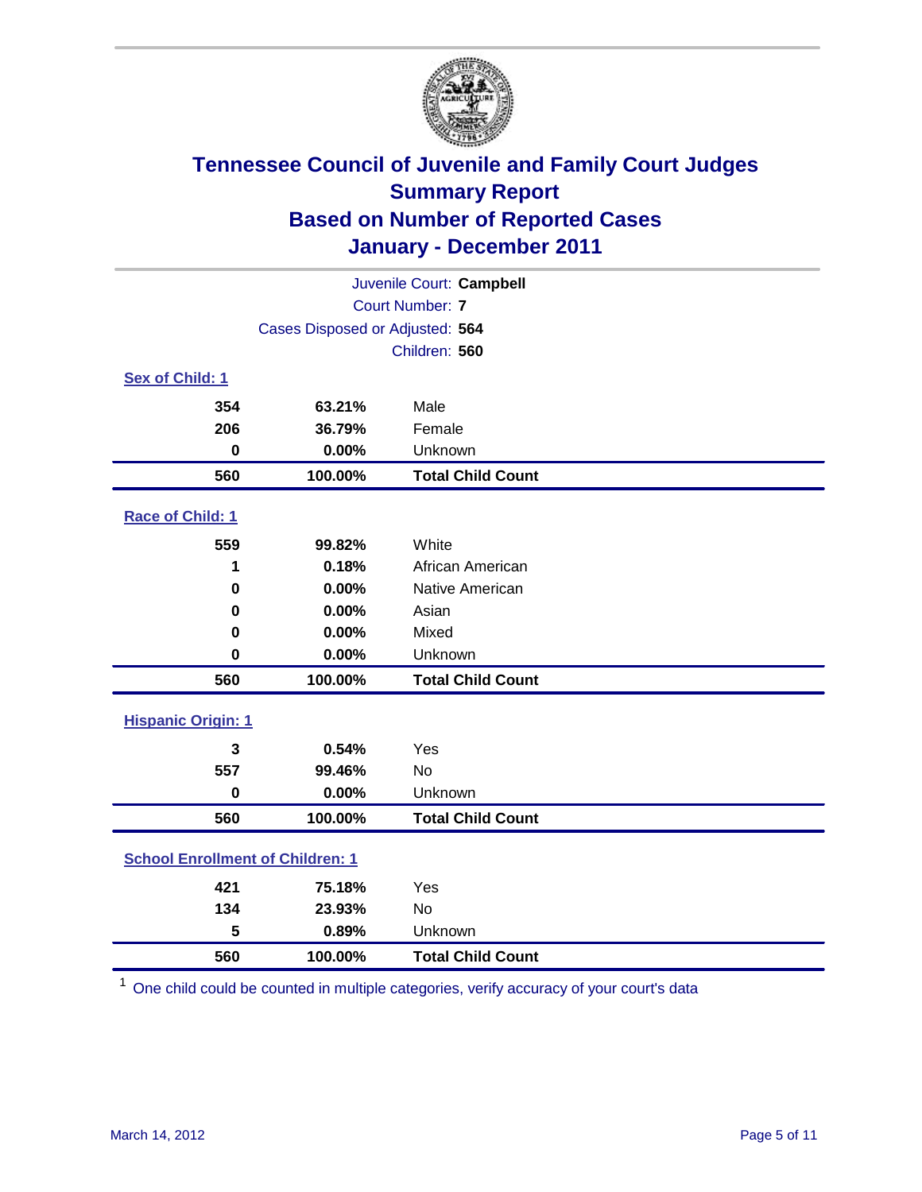# Tennessee Council of Juvenile and Family Court Judges
## Summary Report
## Based on Number of Reported Cases
## January - December 2011

Juvenile Court: **Campbell**
Court Number: **7**
Cases Disposed or Adjusted: **564**
Children: **560**

**Sex of Child: 1**

| Count | Percent | Category |
|---|---|---|
| 354 | 63.21% | Male |
| 206 | 36.79% | Female |
| 0 | 0.00% | Unknown |
| **560** | **100.00%** | **Total Child Count** |

**Race of Child: 1**

| Count | Percent | Category |
|---|---|---|
| 559 | 99.82% | White |
| 1 | 0.18% | African American |
| 0 | 0.00% | Native American |
| 0 | 0.00% | Asian |
| 0 | 0.00% | Mixed |
| 0 | 0.00% | Unknown |
| **560** | **100.00%** | **Total Child Count** |

**Hispanic Origin: 1**

| Count | Percent | Category |
|---|---|---|
| 3 | 0.54% | Yes |
| 557 | 99.46% | No |
| 0 | 0.00% | Unknown |
| **560** | **100.00%** | **Total Child Count** |

**School Enrollment of Children: 1**

| Count | Percent | Category |
|---|---|---|
| 421 | 75.18% | Yes |
| 134 | 23.93% | No |
| 5 | 0.89% | Unknown |
| **560** | **100.00%** | **Total Child Count** |

[1] One child could be counted in multiple categories, verify accuracy of your court's data

March 14, 2012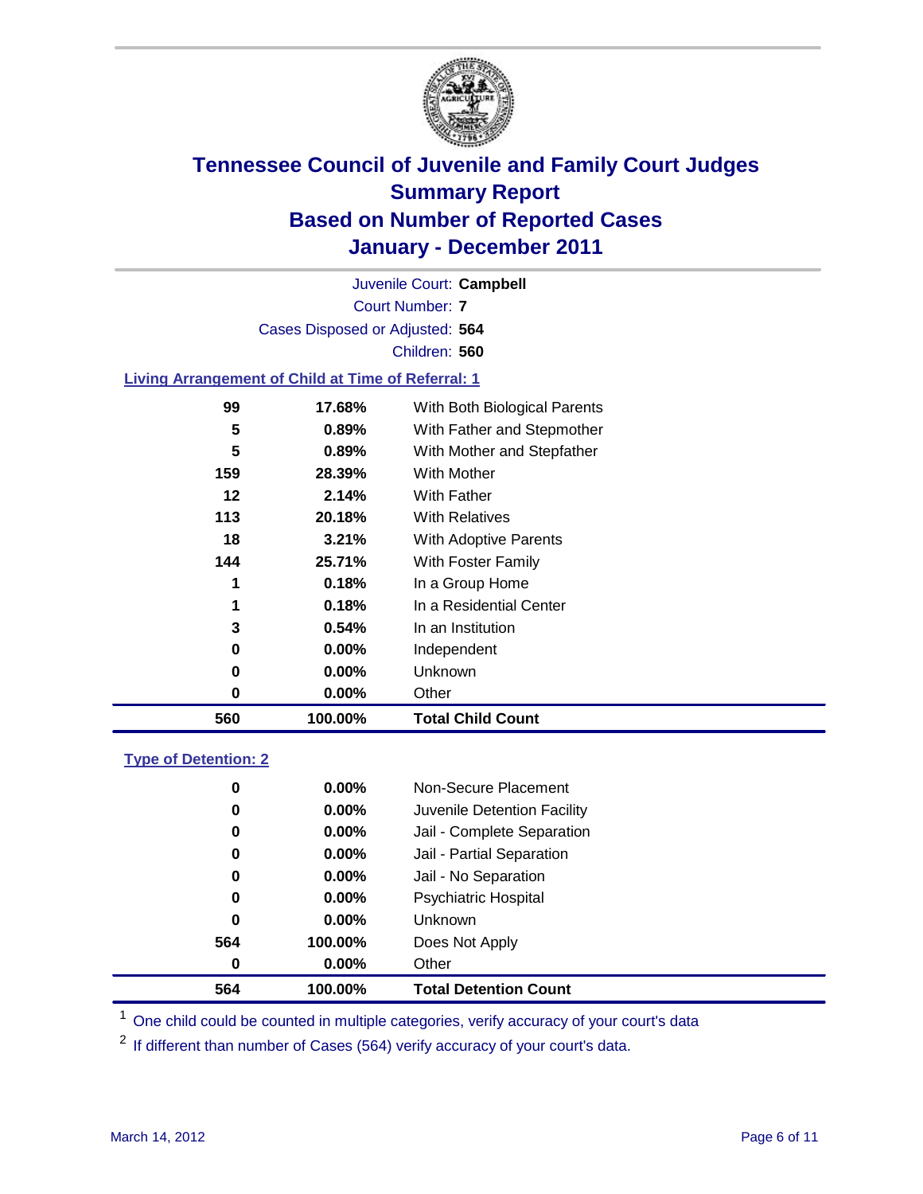# Tennessee Council of Juvenile and Family Court Judges
## Summary Report
## Based on Number of Reported Cases
## January - December 2011

Juvenile Court: **Campbell**

Court Number: **7**

Cases Disposed or Adjusted: **564**

Children: **560**

### Living Arrangement of Child at Time of Referral: 1

| Count | Percent | Category |
|---|---|---|
| 99 | 17.68% | With Both Biological Parents |
| 5 | 0.89% | With Father and Stepmother |
| 5 | 0.89% | With Mother and Stepfather |
| 159 | 28.39% | With Mother |
| 12 | 2.14% | With Father |
| 113 | 20.18% | With Relatives |
| 18 | 3.21% | With Adoptive Parents |
| 144 | 25.71% | With Foster Family |
| 1 | 0.18% | In a Group Home |
| 1 | 0.18% | In a Residential Center |
| 3 | 0.54% | In an Institution |
| 0 | 0.00% | Independent |
| 0 | 0.00% | Unknown |
| 0 | 0.00% | Other |
| **560** | **100.00%** | **Total Child Count** |

### Type of Detention: 2

| Count | Percent | Category |
|---|---|---|
| 0 | 0.00% | Non-Secure Placement |
| 0 | 0.00% | Juvenile Detention Facility |
| 0 | 0.00% | Jail - Complete Separation |
| 0 | 0.00% | Jail - Partial Separation |
| 0 | 0.00% | Jail - No Separation |
| 0 | 0.00% | Psychiatric Hospital |
| 0 | 0.00% | Unknown |
| 564 | 100.00% | Does Not Apply |
| 0 | 0.00% | Other |
| **564** | **100.00%** | **Total Detention Count** |

[1] One child could be counted in multiple categories, verify accuracy of your court's data

[2] If different than number of Cases (564) verify accuracy of your court's data.

March 14, 2012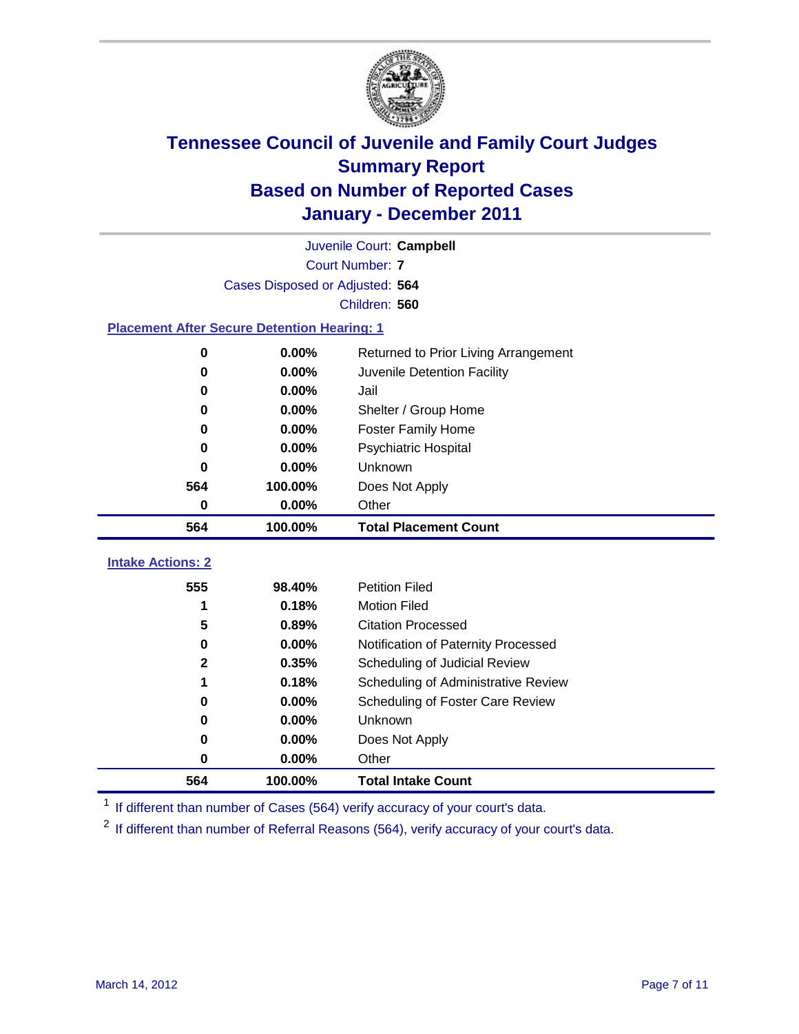# Tennessee Council of Juvenile and Family Court Judges
## Summary Report
## Based on Number of Reported Cases
## January - December 2011

Juvenile Court: **Campbell**

Court Number: **7**

Cases Disposed or Adjusted: **564**

Children: **560**

### Placement After Secure Detention Hearing: 1

| | | |
|---|---|---|
| 0 | 0.00% | Returned to Prior Living Arrangement |
| 0 | 0.00% | Juvenile Detention Facility |
| 0 | 0.00% | Jail |
| 0 | 0.00% | Shelter / Group Home |
| 0 | 0.00% | Foster Family Home |
| 0 | 0.00% | Psychiatric Hospital |
| 0 | 0.00% | Unknown |
| 564 | 100.00% | Does Not Apply |
| 0 | 0.00% | Other |
| **564** | **100.00%** | **Total Placement Count** |

### Intake Actions: 2

| | | |
|---|---|---|
| 555 | 98.40% | Petition Filed |
| 1 | 0.18% | Motion Filed |
| 5 | 0.89% | Citation Processed |
| 0 | 0.00% | Notification of Paternity Processed |
| 2 | 0.35% | Scheduling of Judicial Review |
| 1 | 0.18% | Scheduling of Administrative Review |
| 0 | 0.00% | Scheduling of Foster Care Review |
| 0 | 0.00% | Unknown |
| 0 | 0.00% | Does Not Apply |
| 0 | 0.00% | Other |
| **564** | **100.00%** | **Total Intake Count** |

[1] If different than number of Cases (564) verify accuracy of your court's data.

[2] If different than number of Referral Reasons (564), verify accuracy of your court's data.

March 14, 2012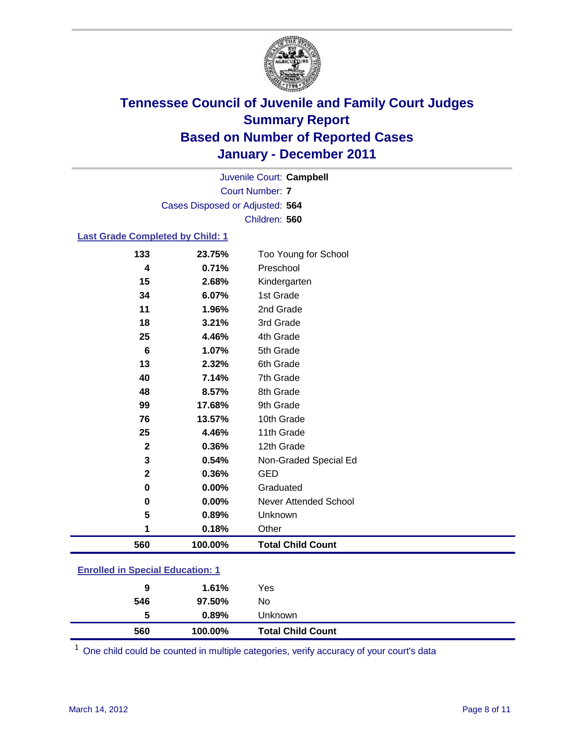# Tennessee Council of Juvenile and Family Court Judges
## Summary Report
## Based on Number of Reported Cases
## January - December 2011

Juvenile Court: **Campbell**
Court Number: **7**
Cases Disposed or Adjusted: **564**
Children: **560**

### Last Grade Completed by Child: 1

| | | |
|---|---|---|
| 133 | 23.75% | Too Young for School |
| 4 | 0.71% | Preschool |
| 15 | 2.68% | Kindergarten |
| 34 | 6.07% | 1st Grade |
| 11 | 1.96% | 2nd Grade |
| 18 | 3.21% | 3rd Grade |
| 25 | 4.46% | 4th Grade |
| 6 | 1.07% | 5th Grade |
| 13 | 2.32% | 6th Grade |
| 40 | 7.14% | 7th Grade |
| 48 | 8.57% | 8th Grade |
| 99 | 17.68% | 9th Grade |
| 76 | 13.57% | 10th Grade |
| 25 | 4.46% | 11th Grade |
| 2 | 0.36% | 12th Grade |
| 3 | 0.54% | Non-Graded Special Ed |
| 2 | 0.36% | GED |
| 0 | 0.00% | Graduated |
| 0 | 0.00% | Never Attended School |
| 5 | 0.89% | Unknown |
| 1 | 0.18% | Other |
| **560** | **100.00%** | **Total Child Count** |

### Enrolled in Special Education: 1

| | | |
|---|---|---|
| 9 | 1.61% | Yes |
| 546 | 97.50% | No |
| 5 | 0.89% | Unknown |
| **560** | **100.00%** | **Total Child Count** |

[1] One child could be counted in multiple categories, verify accuracy of your court's data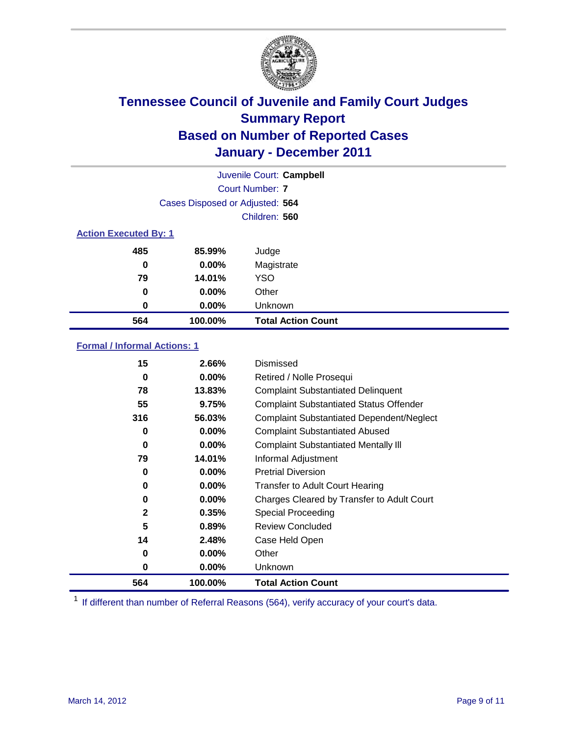# Tennessee Council of Juvenile and Family Court Judges
## Summary Report
## Based on Number of Reported Cases
## January - December 2011

Juvenile Court: **Campbell**

Court Number: **7**

Cases Disposed or Adjusted: **564**

Children: **560**

### Action Executed By: 1

| | | |
|---|---|---|
| **485** | **85.99%** | Judge |
| **0** | **0.00%** | Magistrate |
| **79** | **14.01%** | YSO |
| **0** | **0.00%** | Other |
| **0** | **0.00%** | Unknown |
| **564** | **100.00%** | **Total Action Count** |

### Formal / Informal Actions: 1

| | | |
|---|---|---|
| **15** | **2.66%** | Dismissed |
| **0** | **0.00%** | Retired / Nolle Prosequi |
| **78** | **13.83%** | Complaint Substantiated Delinquent |
| **55** | **9.75%** | Complaint Substantiated Status Offender |
| **316** | **56.03%** | Complaint Substantiated Dependent/Neglect |
| **0** | **0.00%** | Complaint Substantiated Abused |
| **0** | **0.00%** | Complaint Substantiated Mentally Ill |
| **79** | **14.01%** | Informal Adjustment |
| **0** | **0.00%** | Pretrial Diversion |
| **0** | **0.00%** | Transfer to Adult Court Hearing |
| **0** | **0.00%** | Charges Cleared by Transfer to Adult Court |
| **2** | **0.35%** | Special Proceeding |
| **5** | **0.89%** | Review Concluded |
| **14** | **2.48%** | Case Held Open |
| **0** | **0.00%** | Other |
| **0** | **0.00%** | Unknown |
| **564** | **100.00%** | **Total Action Count** |

[1] If different than number of Referral Reasons (564), verify accuracy of your court's data.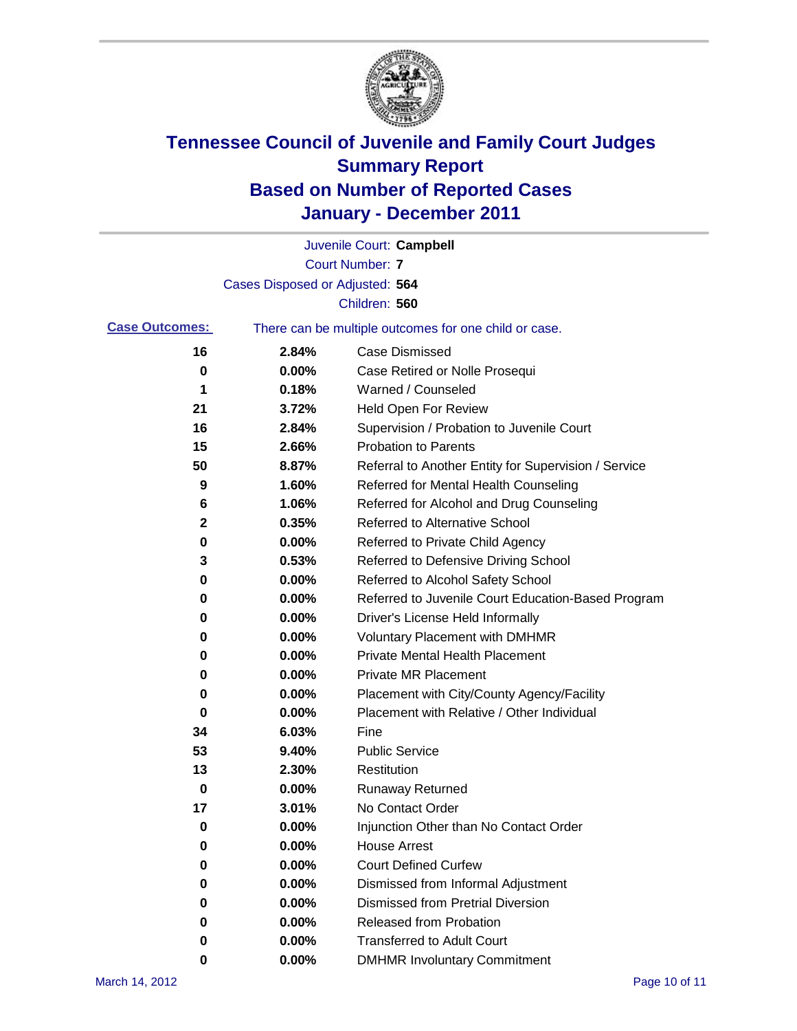# Tennessee Council of Juvenile and Family Court Judges
## Summary Report
## Based on Number of Reported Cases
## January - December 2011

Juvenile Court: **Campbell**
Court Number: **7**
Cases Disposed or Adjusted: **564**
Children: **560**

**Case Outcomes:** There can be multiple outcomes for one child or case.

| Count | Percent | Outcome |
|---|---|---|
| 16 | 2.84% | Case Dismissed |
| 0 | 0.00% | Case Retired or Nolle Prosequi |
| 1 | 0.18% | Warned / Counseled |
| 21 | 3.72% | Held Open For Review |
| 16 | 2.84% | Supervision / Probation to Juvenile Court |
| 15 | 2.66% | Probation to Parents |
| 50 | 8.87% | Referral to Another Entity for Supervision / Service |
| 9 | 1.60% | Referred for Mental Health Counseling |
| 6 | 1.06% | Referred for Alcohol and Drug Counseling |
| 2 | 0.35% | Referred to Alternative School |
| 0 | 0.00% | Referred to Private Child Agency |
| 3 | 0.53% | Referred to Defensive Driving School |
| 0 | 0.00% | Referred to Alcohol Safety School |
| 0 | 0.00% | Referred to Juvenile Court Education-Based Program |
| 0 | 0.00% | Driver's License Held Informally |
| 0 | 0.00% | Voluntary Placement with DMHMR |
| 0 | 0.00% | Private Mental Health Placement |
| 0 | 0.00% | Private MR Placement |
| 0 | 0.00% | Placement with City/County Agency/Facility |
| 0 | 0.00% | Placement with Relative / Other Individual |
| 34 | 6.03% | Fine |
| 53 | 9.40% | Public Service |
| 13 | 2.30% | Restitution |
| 0 | 0.00% | Runaway Returned |
| 17 | 3.01% | No Contact Order |
| 0 | 0.00% | Injunction Other than No Contact Order |
| 0 | 0.00% | House Arrest |
| 0 | 0.00% | Court Defined Curfew |
| 0 | 0.00% | Dismissed from Informal Adjustment |
| 0 | 0.00% | Dismissed from Pretrial Diversion |
| 0 | 0.00% | Released from Probation |
| 0 | 0.00% | Transferred to Adult Court |
| 0 | 0.00% | DMHMR Involuntary Commitment |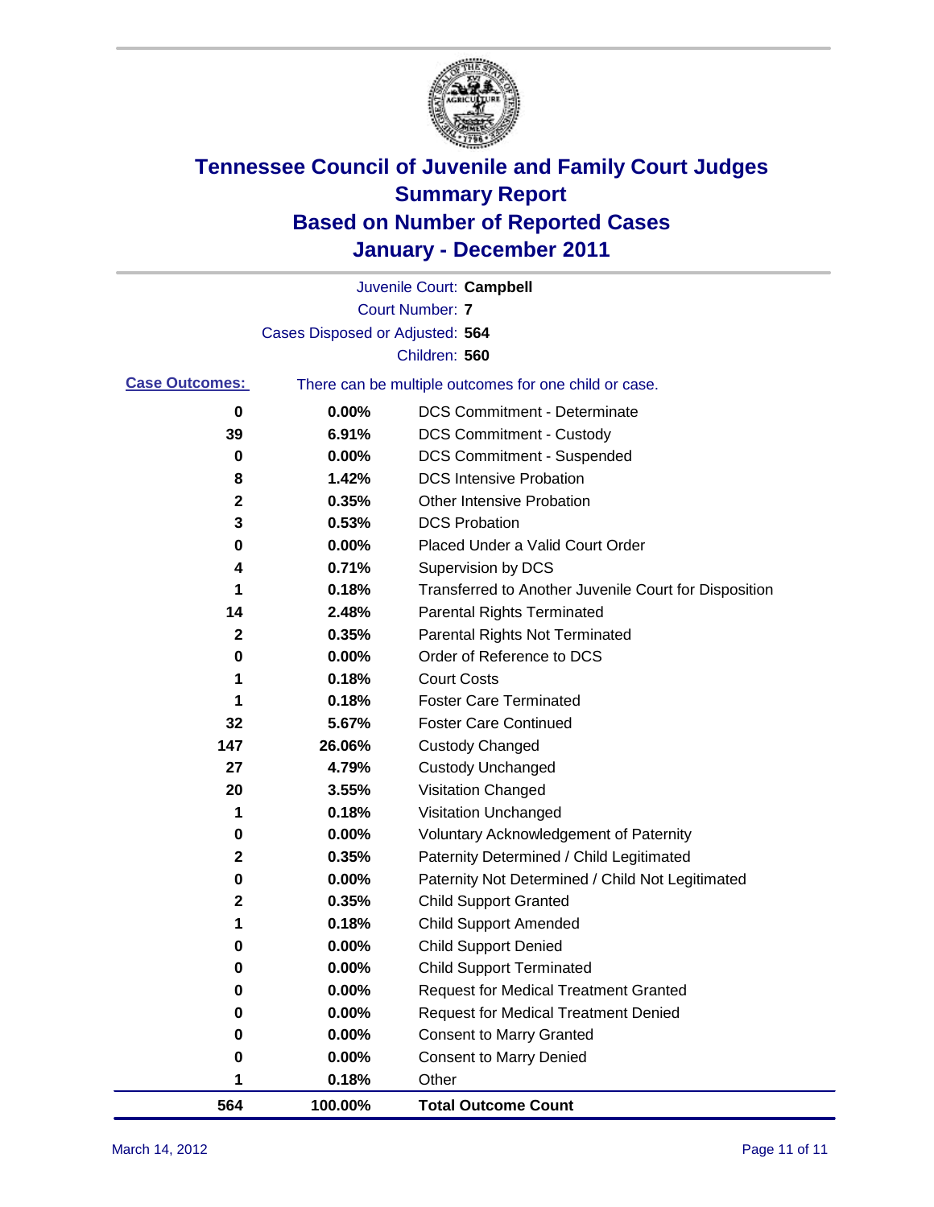# Tennessee Council of Juvenile and Family Court Judges
## Summary Report
## Based on Number of Reported Cases
## January - December 2011

Juvenile Court: **Campbell**

Court Number: **7**

Cases Disposed or Adjusted: **564**

Children: **560**

**Case Outcomes:** There can be multiple outcomes for one child or case.

| | | |
|---|---|---|
| 0 | 0.00% | DCS Commitment - Determinate |
| 39 | 6.91% | DCS Commitment - Custody |
| 0 | 0.00% | DCS Commitment - Suspended |
| 8 | 1.42% | DCS Intensive Probation |
| 2 | 0.35% | Other Intensive Probation |
| 3 | 0.53% | DCS Probation |
| 0 | 0.00% | Placed Under a Valid Court Order |
| 4 | 0.71% | Supervision by DCS |
| 1 | 0.18% | Transferred to Another Juvenile Court for Disposition |
| 14 | 2.48% | Parental Rights Terminated |
| 2 | 0.35% | Parental Rights Not Terminated |
| 0 | 0.00% | Order of Reference to DCS |
| 1 | 0.18% | Court Costs |
| 1 | 0.18% | Foster Care Terminated |
| 32 | 5.67% | Foster Care Continued |
| 147 | 26.06% | Custody Changed |
| 27 | 4.79% | Custody Unchanged |
| 20 | 3.55% | Visitation Changed |
| 1 | 0.18% | Visitation Unchanged |
| 0 | 0.00% | Voluntary Acknowledgement of Paternity |
| 2 | 0.35% | Paternity Determined / Child Legitimated |
| 0 | 0.00% | Paternity Not Determined / Child Not Legitimated |
| 2 | 0.35% | Child Support Granted |
| 1 | 0.18% | Child Support Amended |
| 0 | 0.00% | Child Support Denied |
| 0 | 0.00% | Child Support Terminated |
| 0 | 0.00% | Request for Medical Treatment Granted |
| 0 | 0.00% | Request for Medical Treatment Denied |
| 0 | 0.00% | Consent to Marry Granted |
| 0 | 0.00% | Consent to Marry Denied |
| 1 | 0.18% | Other |
| **564** | **100.00%** | **Total Outcome Count** |